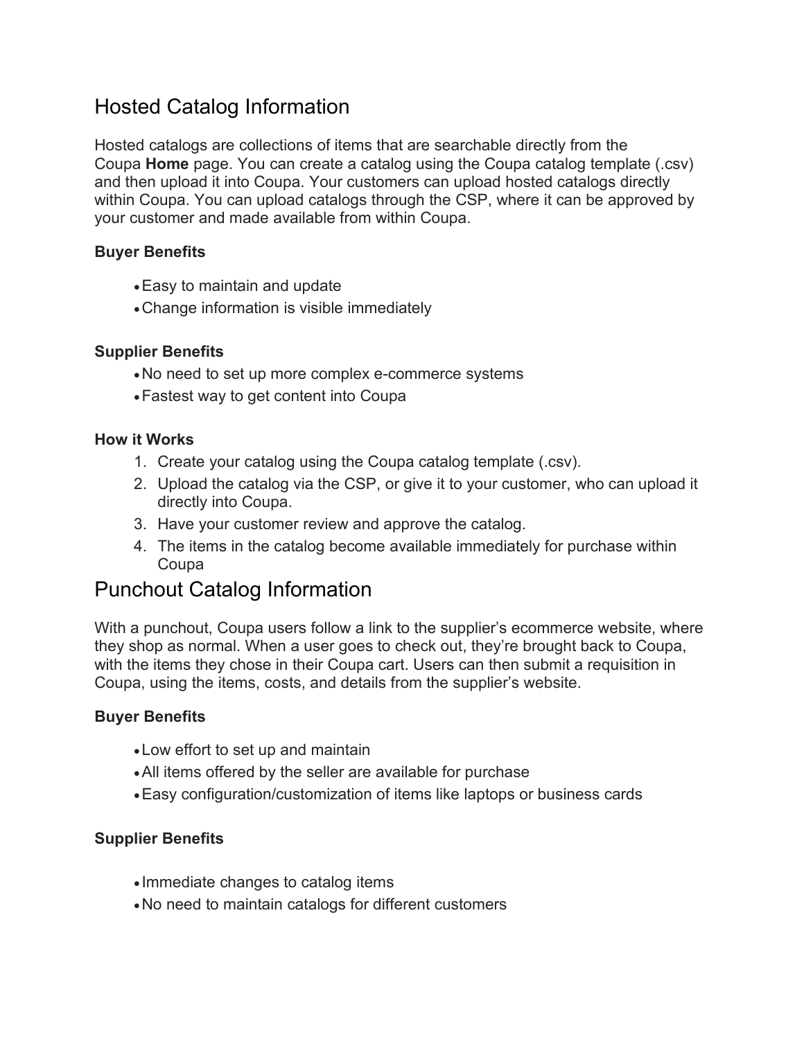# Hosted Catalog Information

Hosted catalogs are collections of items that are searchable directly from the Coupa **Home** page. You can create a catalog using the Coupa catalog template (.csv) and then upload it into Coupa. Your customers can upload hosted catalogs directly within Coupa. You can upload catalogs through the CSP, where it can be approved by your customer and made available from within Coupa.

**Buyer Benefits**

- Easy to maintain and update
- Change information is visible immediately

**Supplier Benefits**

- No need to set up more complex e-commerce systems
- Fastest way to get content into Coupa

**How it Works**

1. Create your catalog using the Coupa catalog template (.csv).
2. Upload the catalog via the CSP, or give it to your customer, who can upload it directly into Coupa.
3. Have your customer review and approve the catalog.
4. The items in the catalog become available immediately for purchase within Coupa

# Punchout Catalog Information

With a punchout, Coupa users follow a link to the supplier's ecommerce website, where they shop as normal. When a user goes to check out, they're brought back to Coupa, with the items they chose in their Coupa cart. Users can then submit a requisition in Coupa, using the items, costs, and details from the supplier's website.

**Buyer Benefits**

- Low effort to set up and maintain
- All items offered by the seller are available for purchase
- Easy configuration/customization of items like laptops or business cards

**Supplier Benefits**

- Immediate changes to catalog items
- No need to maintain catalogs for different customers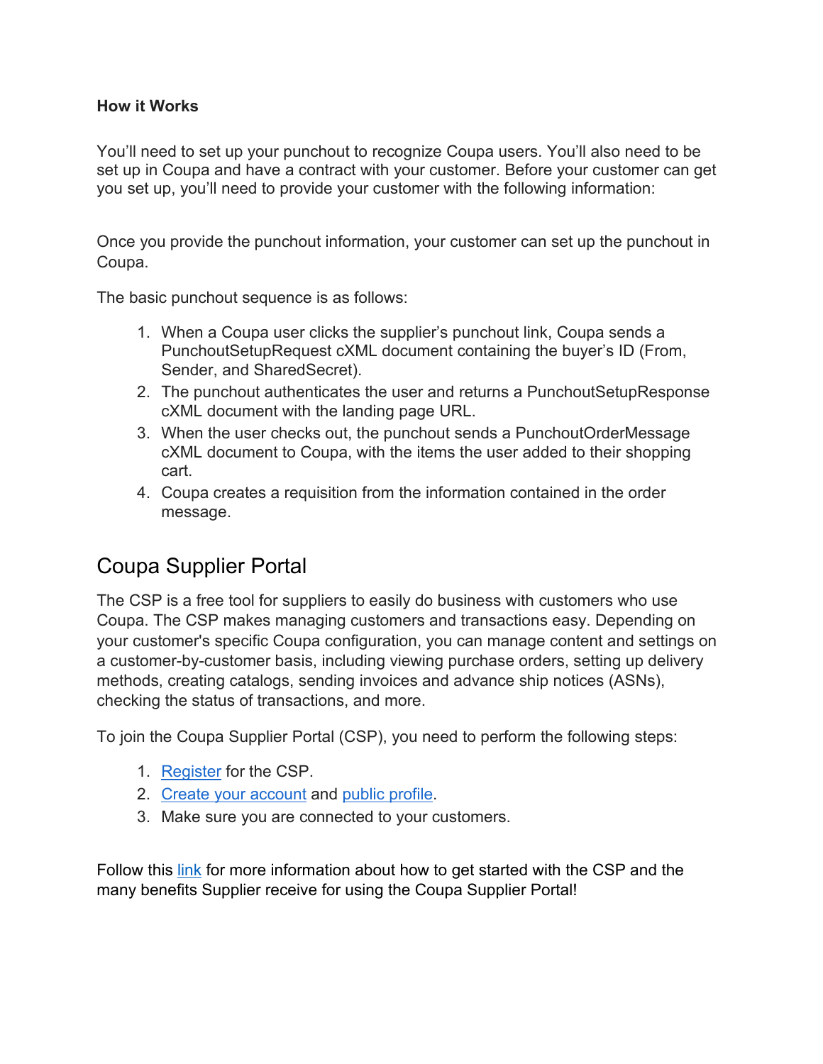**How it Works**

You'll need to set up your punchout to recognize Coupa users. You'll also need to be set up in Coupa and have a contract with your customer. Before your customer can get you set up, you'll need to provide your customer with the following information:

Once you provide the punchout information, your customer can set up the punchout in Coupa.

The basic punchout sequence is as follows:

1. When a Coupa user clicks the supplier's punchout link, Coupa sends a PunchoutSetupRequest cXML document containing the buyer's ID (From, Sender, and SharedSecret).
2. The punchout authenticates the user and returns a PunchoutSetupResponse cXML document with the landing page URL.
3. When the user checks out, the punchout sends a PunchoutOrderMessage cXML document to Coupa, with the items the user added to their shopping cart.
4. Coupa creates a requisition from the information contained in the order message.

## Coupa Supplier Portal

The CSP is a free tool for suppliers to easily do business with customers who use Coupa. The CSP makes managing customers and transactions easy. Depending on your customer's specific Coupa configuration, you can manage content and settings on a customer-by-customer basis, including viewing purchase orders, setting up delivery methods, creating catalogs, sending invoices and advance ship notices (ASNs), checking the status of transactions, and more.

To join the Coupa Supplier Portal (CSP), you need to perform the following steps:

1. Register for the CSP.
2. Create your account and public profile.
3. Make sure you are connected to your customers.

Follow this link for more information about how to get started with the CSP and the many benefits Supplier receive for using the Coupa Supplier Portal!